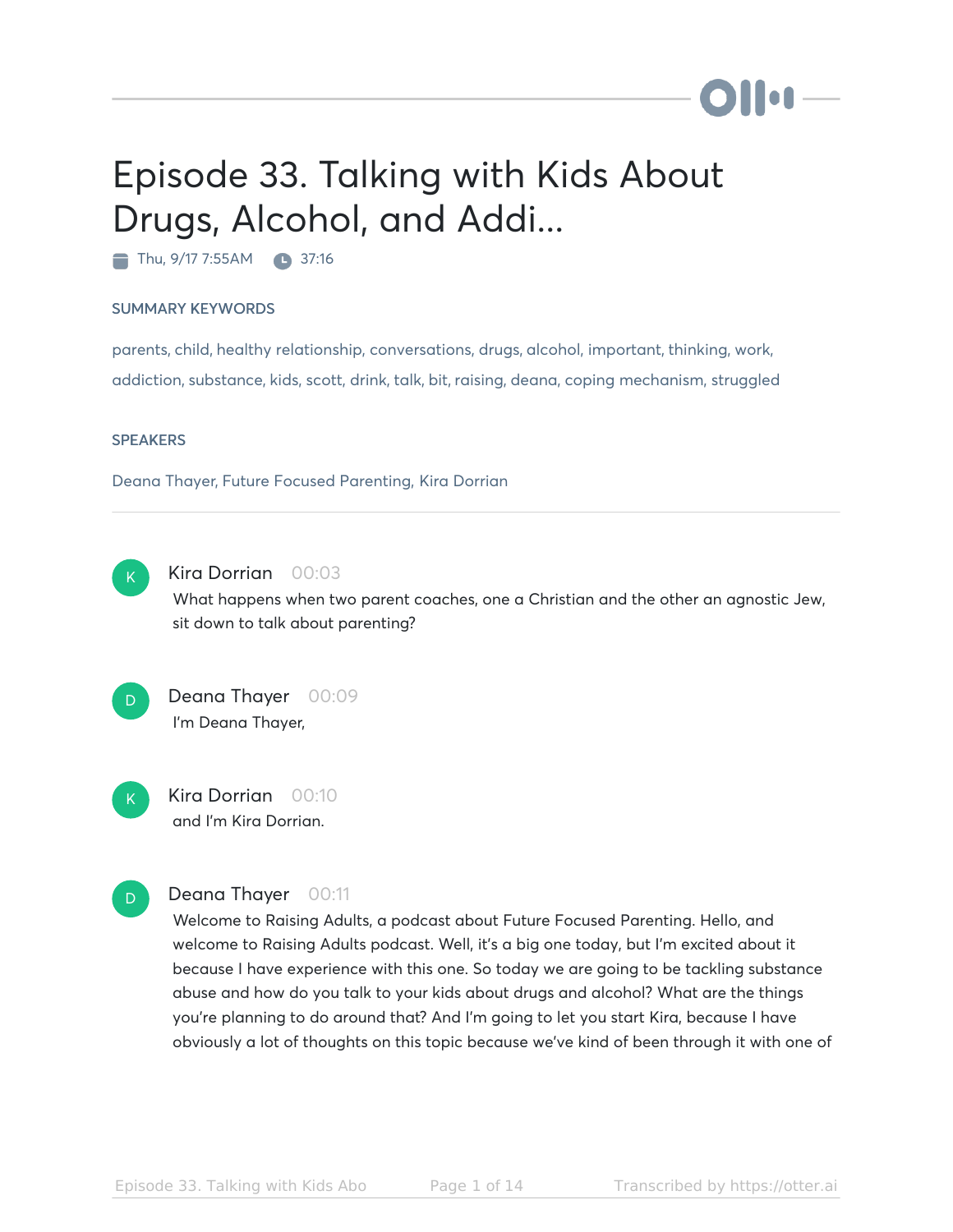# Episode 33. Talking with Kids About Drugs, Alcohol, and Addi...

Thu, 9/17 7:55AM 37:16

## SUMMARY KEYWORDS

parents, child, healthy relationship, conversations, drugs, alcohol, important, thinking, work, addiction, substance, kids, scott, drink, talk, bit, raising, deana, coping mechanism, struggled

## SPEAKERS

Deana Thayer, Future Focused Parenting, Kira Dorrian

---

**Kira Dorrian** 00:03
What happens when two parent coaches, one a Christian and the other an agnostic Jew, sit down to talk about parenting?

**Deana Thayer** 00:09
I'm Deana Thayer,

**Kira Dorrian** 00:10
and I'm Kira Dorrian.

**Deana Thayer** 00:11
Welcome to Raising Adults, a podcast about Future Focused Parenting. Hello, and welcome to Raising Adults podcast. Well, it's a big one today, but I'm excited about it because I have experience with this one. So today we are going to be tackling substance abuse and how do you talk to your kids about drugs and alcohol? What are the things you're planning to do around that? And I'm going to let you start Kira, because I have obviously a lot of thoughts on this topic because we've kind of been through it with one of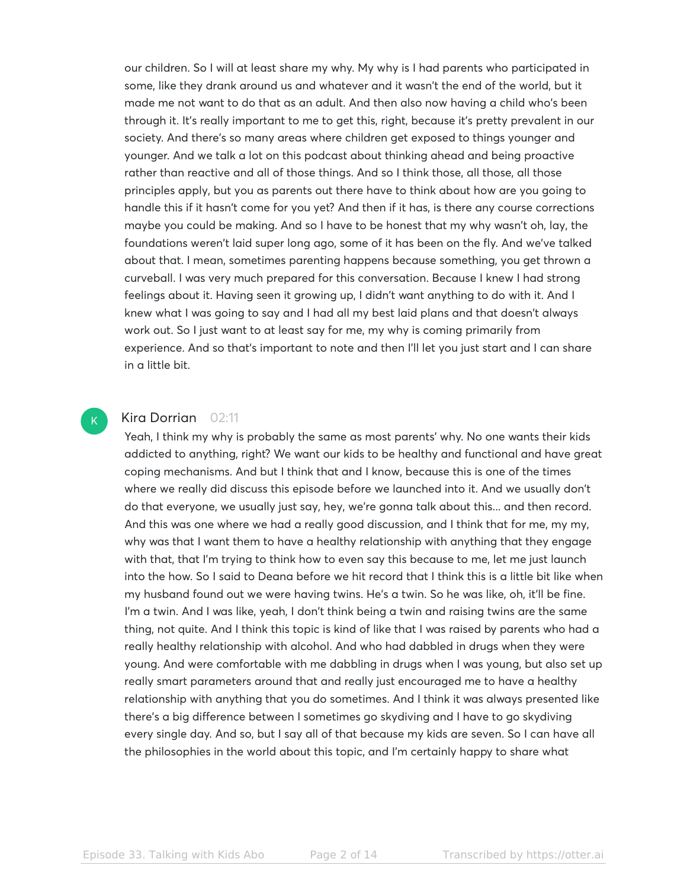our children. So I will at least share my why. My why is I had parents who participated in some, like they drank around us and whatever and it wasn't the end of the world, but it made me not want to do that as an adult. And then also now having a child who's been through it. It's really important to me to get this, right, because it's pretty prevalent in our society. And there's so many areas where children get exposed to things younger and younger. And we talk a lot on this podcast about thinking ahead and being proactive rather than reactive and all of those things. And so I think those, all those, all those principles apply, but you as parents out there have to think about how are you going to handle this if it hasn't come for you yet? And then if it has, is there any course corrections maybe you could be making. And so I have to be honest that my why wasn't oh, lay, the foundations weren't laid super long ago, some of it has been on the fly. And we've talked about that. I mean, sometimes parenting happens because something, you get thrown a curveball. I was very much prepared for this conversation. Because I knew I had strong feelings about it. Having seen it growing up, I didn't want anything to do with it. And I knew what I was going to say and I had all my best laid plans and that doesn't always work out. So I just want to at least say for me, my why is coming primarily from experience. And so that's important to note and then I'll let you just start and I can share in a little bit.

**Kira Dorrian** 02:11

Yeah, I think my why is probably the same as most parents' why. No one wants their kids addicted to anything, right? We want our kids to be healthy and functional and have great coping mechanisms. And but I think that and I know, because this is one of the times where we really did discuss this episode before we launched into it. And we usually don't do that everyone, we usually just say, hey, we're gonna talk about this... and then record. And this was one where we had a really good discussion, and I think that for me, my my, why was that I want them to have a healthy relationship with anything that they engage with that, that I'm trying to think how to even say this because to me, let me just launch into the how. So I said to Deana before we hit record that I think this is a little bit like when my husband found out we were having twins. He's a twin. So he was like, oh, it'll be fine. I'm a twin. And I was like, yeah, I don't think being a twin and raising twins are the same thing, not quite. And I think this topic is kind of like that I was raised by parents who had a really healthy relationship with alcohol. And who had dabbled in drugs when they were young. And were comfortable with me dabbling in drugs when I was young, but also set up really smart parameters around that and really just encouraged me to have a healthy relationship with anything that you do sometimes. And I think it was always presented like there's a big difference between I sometimes go skydiving and I have to go skydiving every single day. And so, but I say all of that because my kids are seven. So I can have all the philosophies in the world about this topic, and I'm certainly happy to share what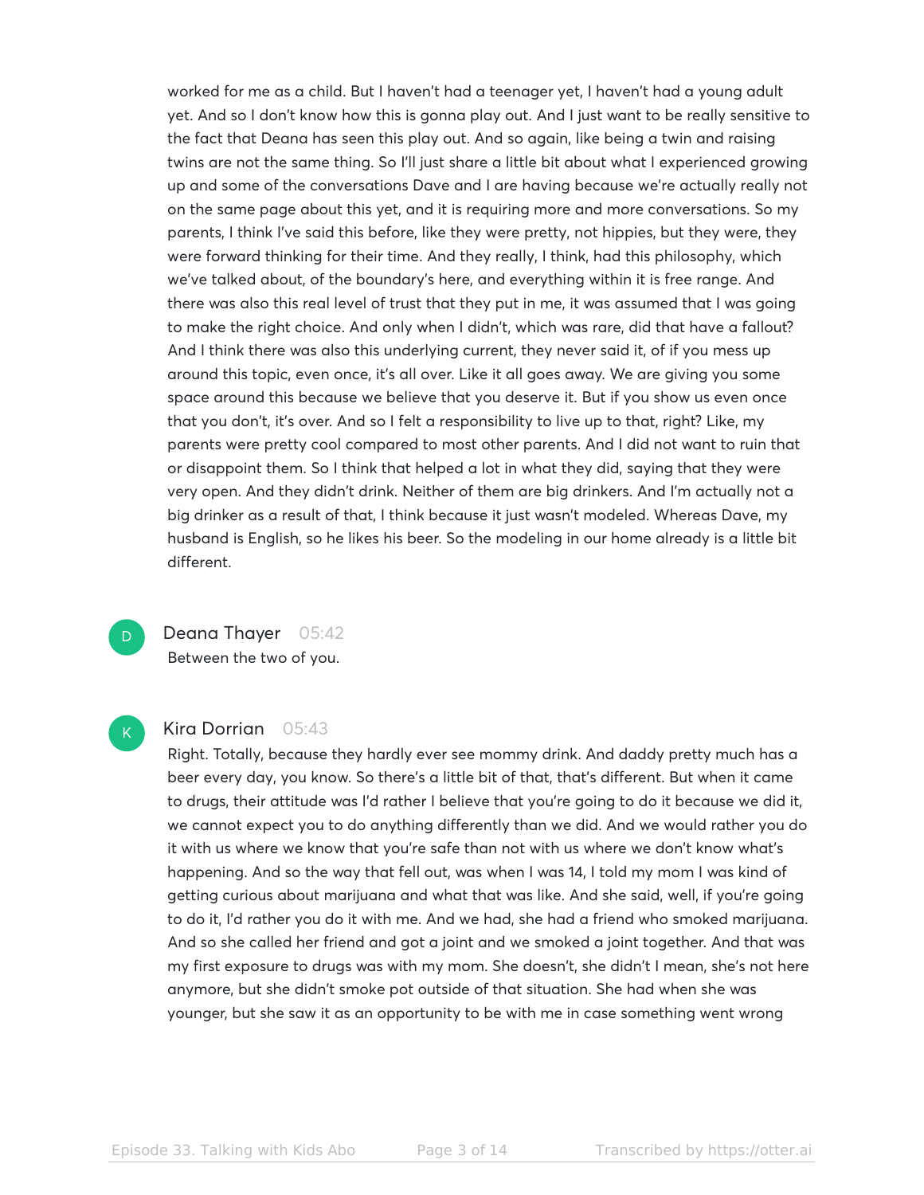worked for me as a child. But I haven't had a teenager yet, I haven't had a young adult yet. And so I don't know how this is gonna play out. And I just want to be really sensitive to the fact that Deana has seen this play out. And so again, like being a twin and raising twins are not the same thing. So I'll just share a little bit about what I experienced growing up and some of the conversations Dave and I are having because we're actually really not on the same page about this yet, and it is requiring more and more conversations. So my parents, I think I've said this before, like they were pretty, not hippies, but they were, they were forward thinking for their time. And they really, I think, had this philosophy, which we've talked about, of the boundary's here, and everything within it is free range. And there was also this real level of trust that they put in me, it was assumed that I was going to make the right choice. And only when I didn't, which was rare, did that have a fallout? And I think there was also this underlying current, they never said it, of if you mess up around this topic, even once, it's all over. Like it all goes away. We are giving you some space around this because we believe that you deserve it. But if you show us even once that you don't, it's over. And so I felt a responsibility to live up to that, right? Like, my parents were pretty cool compared to most other parents. And I did not want to ruin that or disappoint them. So I think that helped a lot in what they did, saying that they were very open. And they didn't drink. Neither of them are big drinkers. And I'm actually not a big drinker as a result of that, I think because it just wasn't modeled. Whereas Dave, my husband is English, so he likes his beer. So the modeling in our home already is a little bit different.

**Deana Thayer** 05:42

Between the two of you.

**Kira Dorrian** 05:43

Right. Totally, because they hardly ever see mommy drink. And daddy pretty much has a beer every day, you know. So there's a little bit of that, that's different. But when it came to drugs, their attitude was I'd rather I believe that you're going to do it because we did it, we cannot expect you to do anything differently than we did. And we would rather you do it with us where we know that you're safe than not with us where we don't know what's happening. And so the way that fell out, was when I was 14, I told my mom I was kind of getting curious about marijuana and what that was like. And she said, well, if you're going to do it, I'd rather you do it with me. And we had, she had a friend who smoked marijuana. And so she called her friend and got a joint and we smoked a joint together. And that was my first exposure to drugs was with my mom. She doesn't, she didn't I mean, she's not here anymore, but she didn't smoke pot outside of that situation. She had when she was younger, but she saw it as an opportunity to be with me in case something went wrong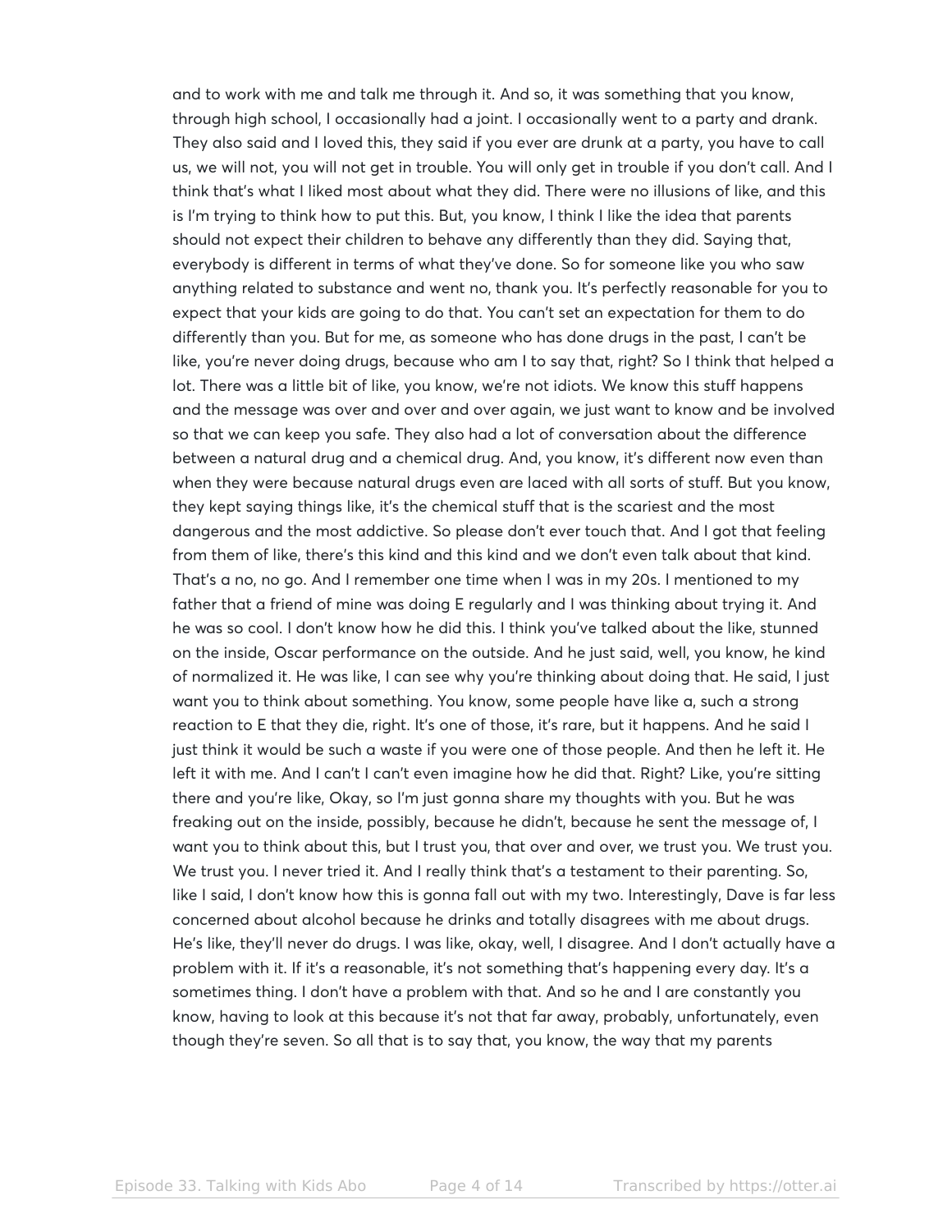and to work with me and talk me through it. And so, it was something that you know, through high school, I occasionally had a joint. I occasionally went to a party and drank. They also said and I loved this, they said if you ever are drunk at a party, you have to call us, we will not, you will not get in trouble. You will only get in trouble if you don't call. And I think that's what I liked most about what they did. There were no illusions of like, and this is I'm trying to think how to put this. But, you know, I think I like the idea that parents should not expect their children to behave any differently than they did. Saying that, everybody is different in terms of what they've done. So for someone like you who saw anything related to substance and went no, thank you. It's perfectly reasonable for you to expect that your kids are going to do that. You can't set an expectation for them to do differently than you. But for me, as someone who has done drugs in the past, I can't be like, you're never doing drugs, because who am I to say that, right? So I think that helped a lot. There was a little bit of like, you know, we're not idiots. We know this stuff happens and the message was over and over and over again, we just want to know and be involved so that we can keep you safe. They also had a lot of conversation about the difference between a natural drug and a chemical drug. And, you know, it's different now even than when they were because natural drugs even are laced with all sorts of stuff. But you know, they kept saying things like, it's the chemical stuff that is the scariest and the most dangerous and the most addictive. So please don't ever touch that. And I got that feeling from them of like, there's this kind and this kind and we don't even talk about that kind. That's a no, no go. And I remember one time when I was in my 20s. I mentioned to my father that a friend of mine was doing E regularly and I was thinking about trying it. And he was so cool. I don't know how he did this. I think you've talked about the like, stunned on the inside, Oscar performance on the outside. And he just said, well, you know, he kind of normalized it. He was like, I can see why you're thinking about doing that. He said, I just want you to think about something. You know, some people have like a, such a strong reaction to E that they die, right. It's one of those, it's rare, but it happens. And he said I just think it would be such a waste if you were one of those people. And then he left it. He left it with me. And I can't I can't even imagine how he did that. Right? Like, you're sitting there and you're like, Okay, so I'm just gonna share my thoughts with you. But he was freaking out on the inside, possibly, because he didn't, because he sent the message of, I want you to think about this, but I trust you, that over and over, we trust you. We trust you. We trust you. I never tried it. And I really think that's a testament to their parenting. So, like I said, I don't know how this is gonna fall out with my two. Interestingly, Dave is far less concerned about alcohol because he drinks and totally disagrees with me about drugs. He's like, they'll never do drugs. I was like, okay, well, I disagree. And I don't actually have a problem with it. If it's a reasonable, it's not something that's happening every day. It's a sometimes thing. I don't have a problem with that. And so he and I are constantly you know, having to look at this because it's not that far away, probably, unfortunately, even though they're seven. So all that is to say that, you know, the way that my parents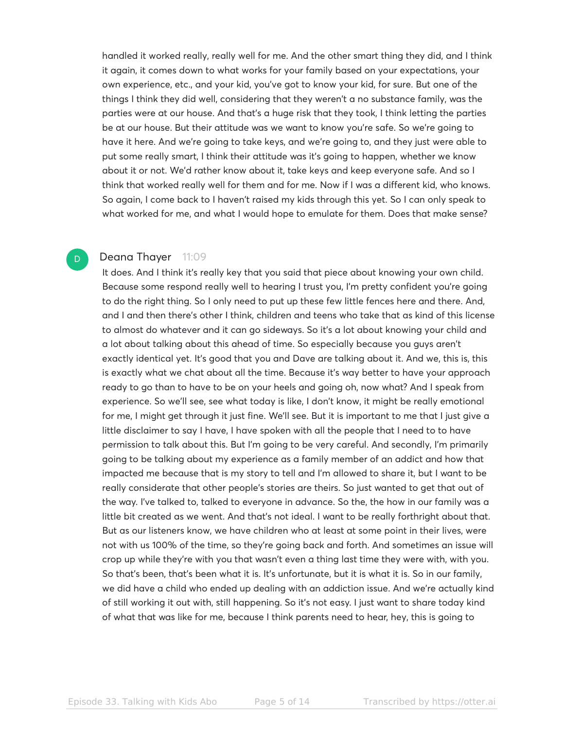handled it worked really, really well for me. And the other smart thing they did, and I think it again, it comes down to what works for your family based on your expectations, your own experience, etc., and your kid, you've got to know your kid, for sure. But one of the things I think they did well, considering that they weren't a no substance family, was the parties were at our house. And that's a huge risk that they took, I think letting the parties be at our house. But their attitude was we want to know you're safe. So we're going to have it here. And we're going to take keys, and we're going to, and they just were able to put some really smart, I think their attitude was it's going to happen, whether we know about it or not. We'd rather know about it, take keys and keep everyone safe. And so I think that worked really well for them and for me. Now if I was a different kid, who knows. So again, I come back to I haven't raised my kids through this yet. So I can only speak to what worked for me, and what I would hope to emulate for them. Does that make sense?

**Deana Thayer** 11:09

It does. And I think it's really key that you said that piece about knowing your own child. Because some respond really well to hearing I trust you, I'm pretty confident you're going to do the right thing. So I only need to put up these few little fences here and there. And, and I and then there's other I think, children and teens who take that as kind of this license to almost do whatever and it can go sideways. So it's a lot about knowing your child and a lot about talking about this ahead of time. So especially because you guys aren't exactly identical yet. It's good that you and Dave are talking about it. And we, this is, this is exactly what we chat about all the time. Because it's way better to have your approach ready to go than to have to be on your heels and going oh, now what? And I speak from experience. So we'll see, see what today is like, I don't know, it might be really emotional for me, I might get through it just fine. We'll see. But it is important to me that I just give a little disclaimer to say I have, I have spoken with all the people that I need to to have permission to talk about this. But I'm going to be very careful. And secondly, I'm primarily going to be talking about my experience as a family member of an addict and how that impacted me because that is my story to tell and I'm allowed to share it, but I want to be really considerate that other people's stories are theirs. So just wanted to get that out of the way. I've talked to, talked to everyone in advance. So the, the how in our family was a little bit created as we went. And that's not ideal. I want to be really forthright about that. But as our listeners know, we have children who at least at some point in their lives, were not with us 100% of the time, so they're going back and forth. And sometimes an issue will crop up while they're with you that wasn't even a thing last time they were with, with you. So that's been, that's been what it is. It's unfortunate, but it is what it is. So in our family, we did have a child who ended up dealing with an addiction issue. And we're actually kind of still working it out with, still happening. So it's not easy. I just want to share today kind of what that was like for me, because I think parents need to hear, hey, this is going to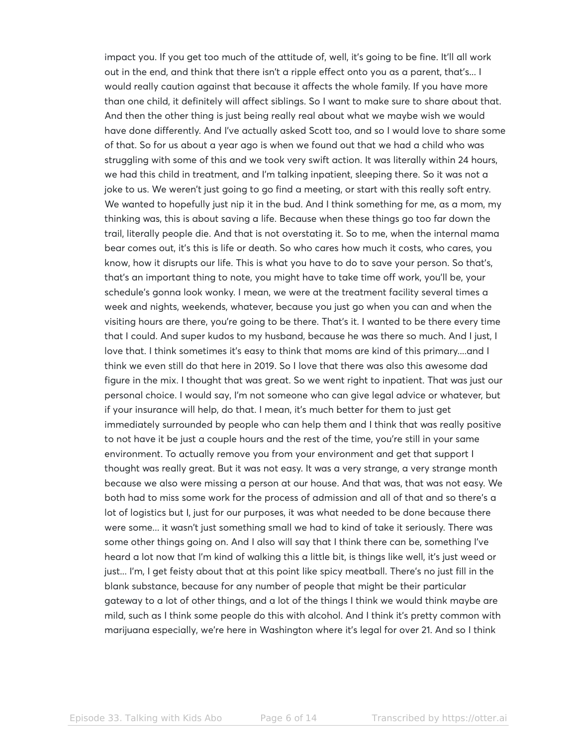impact you. If you get too much of the attitude of, well, it's going to be fine. It'll all work out in the end, and think that there isn't a ripple effect onto you as a parent, that's... I would really caution against that because it affects the whole family. If you have more than one child, it definitely will affect siblings. So I want to make sure to share about that. And then the other thing is just being really real about what we maybe wish we would have done differently. And I've actually asked Scott too, and so I would love to share some of that. So for us about a year ago is when we found out that we had a child who was struggling with some of this and we took very swift action. It was literally within 24 hours, we had this child in treatment, and I'm talking inpatient, sleeping there. So it was not a joke to us. We weren't just going to go find a meeting, or start with this really soft entry. We wanted to hopefully just nip it in the bud. And I think something for me, as a mom, my thinking was, this is about saving a life. Because when these things go too far down the trail, literally people die. And that is not overstating it. So to me, when the internal mama bear comes out, it's this is life or death. So who cares how much it costs, who cares, you know, how it disrupts our life. This is what you have to do to save your person. So that's, that's an important thing to note, you might have to take time off work, you'll be, your schedule's gonna look wonky. I mean, we were at the treatment facility several times a week and nights, weekends, whatever, because you just go when you can and when the visiting hours are there, you're going to be there. That's it. I wanted to be there every time that I could. And super kudos to my husband, because he was there so much. And I just, I love that. I think sometimes it's easy to think that moms are kind of this primary....and I think we even still do that here in 2019. So I love that there was also this awesome dad figure in the mix. I thought that was great. So we went right to inpatient. That was just our personal choice. I would say, I'm not someone who can give legal advice or whatever, but if your insurance will help, do that. I mean, it's much better for them to just get immediately surrounded by people who can help them and I think that was really positive to not have it be just a couple hours and the rest of the time, you're still in your same environment. To actually remove you from your environment and get that support I thought was really great. But it was not easy. It was a very strange, a very strange month because we also were missing a person at our house. And that was, that was not easy. We both had to miss some work for the process of admission and all of that and so there's a lot of logistics but I, just for our purposes, it was what needed to be done because there were some... it wasn't just something small we had to kind of take it seriously. There was some other things going on. And I also will say that I think there can be, something I've heard a lot now that I'm kind of walking this a little bit, is things like well, it's just weed or just... I'm, I get feisty about that at this point like spicy meatball. There's no just fill in the blank substance, because for any number of people that might be their particular gateway to a lot of other things, and a lot of the things I think we would think maybe are mild, such as I think some people do this with alcohol. And I think it's pretty common with marijuana especially, we're here in Washington where it's legal for over 21. And so I think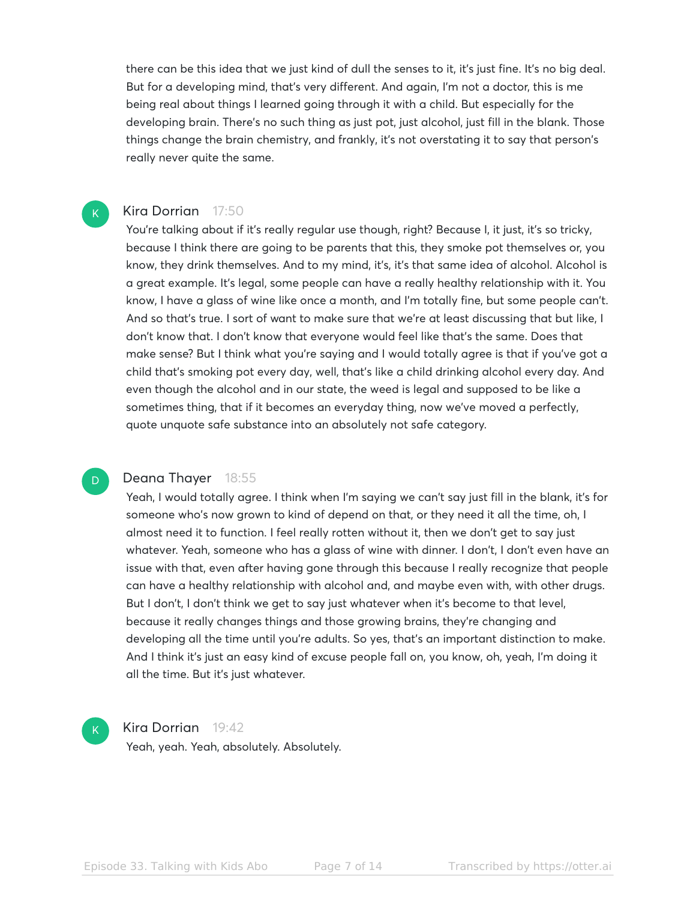there can be this idea that we just kind of dull the senses to it, it's just fine. It's no big deal. But for a developing mind, that's very different. And again, I'm not a doctor, this is me being real about things I learned going through it with a child. But especially for the developing brain. There's no such thing as just pot, just alcohol, just fill in the blank. Those things change the brain chemistry, and frankly, it's not overstating it to say that person's really never quite the same.

**Kira Dorrian** 17:50

You're talking about if it's really regular use though, right? Because I, it just, it's so tricky, because I think there are going to be parents that this, they smoke pot themselves or, you know, they drink themselves. And to my mind, it's, it's that same idea of alcohol. Alcohol is a great example. It's legal, some people can have a really healthy relationship with it. You know, I have a glass of wine like once a month, and I'm totally fine, but some people can't. And so that's true. I sort of want to make sure that we're at least discussing that but like, I don't know that. I don't know that everyone would feel like that's the same. Does that make sense? But I think what you're saying and I would totally agree is that if you've got a child that's smoking pot every day, well, that's like a child drinking alcohol every day. And even though the alcohol and in our state, the weed is legal and supposed to be like a sometimes thing, that if it becomes an everyday thing, now we've moved a perfectly, quote unquote safe substance into an absolutely not safe category.

**Deana Thayer** 18:55

Yeah, I would totally agree. I think when I'm saying we can't say just fill in the blank, it's for someone who's now grown to kind of depend on that, or they need it all the time, oh, I almost need it to function. I feel really rotten without it, then we don't get to say just whatever. Yeah, someone who has a glass of wine with dinner. I don't, I don't even have an issue with that, even after having gone through this because I really recognize that people can have a healthy relationship with alcohol and, and maybe even with, with other drugs. But I don't, I don't think we get to say just whatever when it's become to that level, because it really changes things and those growing brains, they're changing and developing all the time until you're adults. So yes, that's an important distinction to make. And I think it's just an easy kind of excuse people fall on, you know, oh, yeah, I'm doing it all the time. But it's just whatever.

**Kira Dorrian** 19:42

Yeah, yeah. Yeah, absolutely. Absolutely.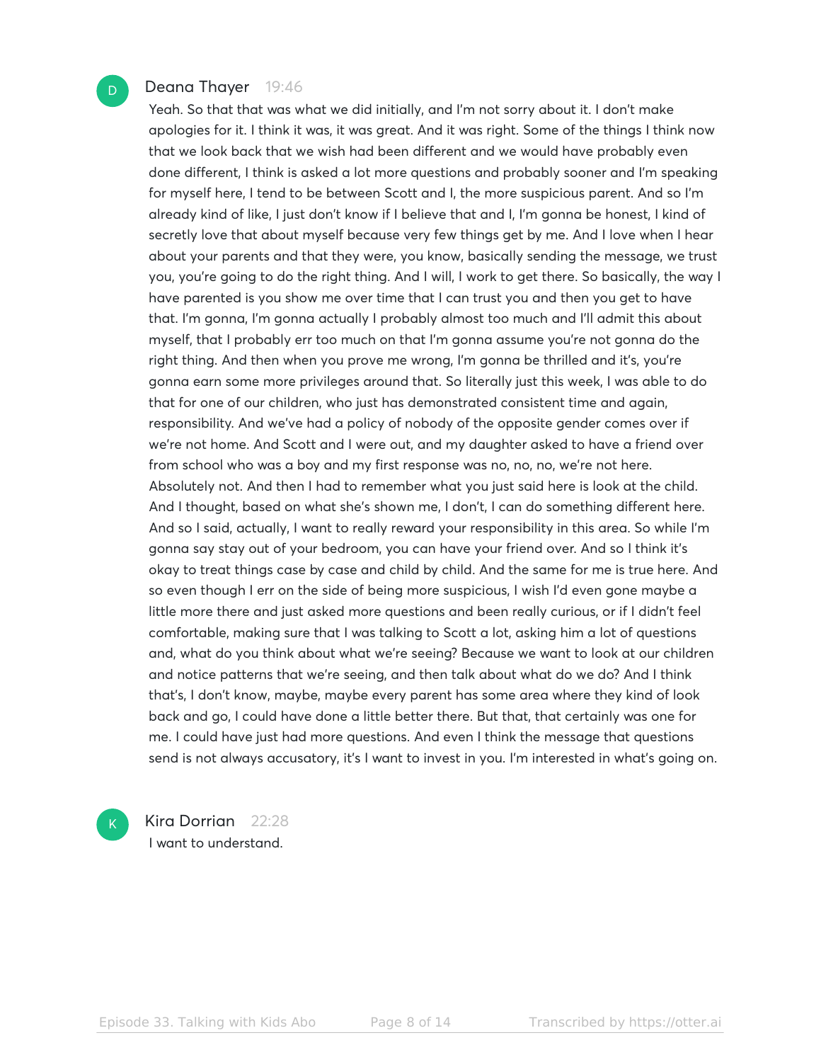**Deana Thayer** 19:46

Yeah. So that that was what we did initially, and I'm not sorry about it. I don't make apologies for it. I think it was, it was great. And it was right. Some of the things I think now that we look back that we wish had been different and we would have probably even done different, I think is asked a lot more questions and probably sooner and I'm speaking for myself here, I tend to be between Scott and I, the more suspicious parent. And so I'm already kind of like, I just don't know if I believe that and I, I'm gonna be honest, I kind of secretly love that about myself because very few things get by me. And I love when I hear about your parents and that they were, you know, basically sending the message, we trust you, you're going to do the right thing. And I will, I work to get there. So basically, the way I have parented is you show me over time that I can trust you and then you get to have that. I'm gonna, I'm gonna actually I probably almost too much and I'll admit this about myself, that I probably err too much on that I'm gonna assume you're not gonna do the right thing. And then when you prove me wrong, I'm gonna be thrilled and it's, you're gonna earn some more privileges around that. So literally just this week, I was able to do that for one of our children, who just has demonstrated consistent time and again, responsibility. And we've had a policy of nobody of the opposite gender comes over if we're not home. And Scott and I were out, and my daughter asked to have a friend over from school who was a boy and my first response was no, no, no, we're not here. Absolutely not. And then I had to remember what you just said here is look at the child. And I thought, based on what she's shown me, I don't, I can do something different here. And so I said, actually, I want to really reward your responsibility in this area. So while I'm gonna say stay out of your bedroom, you can have your friend over. And so I think it's okay to treat things case by case and child by child. And the same for me is true here. And so even though I err on the side of being more suspicious, I wish I'd even gone maybe a little more there and just asked more questions and been really curious, or if I didn't feel comfortable, making sure that I was talking to Scott a lot, asking him a lot of questions and, what do you think about what we're seeing? Because we want to look at our children and notice patterns that we're seeing, and then talk about what do we do? And I think that's, I don't know, maybe, maybe every parent has some area where they kind of look back and go, I could have done a little better there. But that, that certainly was one for me. I could have just had more questions. And even I think the message that questions send is not always accusatory, it's I want to invest in you. I'm interested in what's going on.

**Kira Dorrian** 22:28

I want to understand.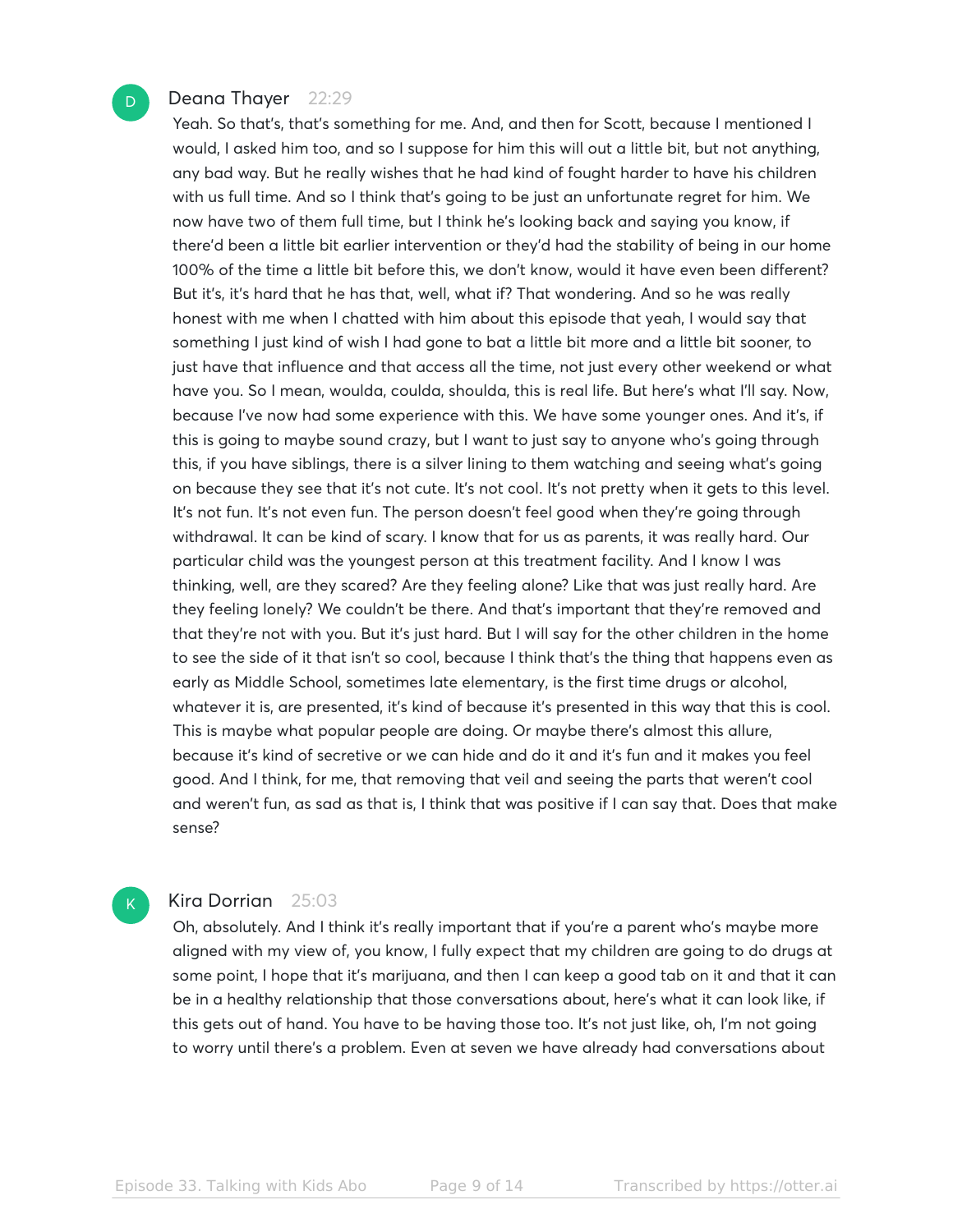**Deana Thayer** 22:29

Yeah. So that's, that's something for me. And, and then for Scott, because I mentioned I would, I asked him too, and so I suppose for him this will out a little bit, but not anything, any bad way. But he really wishes that he had kind of fought harder to have his children with us full time. And so I think that's going to be just an unfortunate regret for him. We now have two of them full time, but I think he's looking back and saying you know, if there'd been a little bit earlier intervention or they'd had the stability of being in our home 100% of the time a little bit before this, we don't know, would it have even been different? But it's, it's hard that he has that, well, what if? That wondering. And so he was really honest with me when I chatted with him about this episode that yeah, I would say that something I just kind of wish I had gone to bat a little bit more and a little bit sooner, to just have that influence and that access all the time, not just every other weekend or what have you. So I mean, woulda, coulda, shoulda, this is real life. But here's what I'll say. Now, because I've now had some experience with this. We have some younger ones. And it's, if this is going to maybe sound crazy, but I want to just say to anyone who's going through this, if you have siblings, there is a silver lining to them watching and seeing what's going on because they see that it's not cute. It's not cool. It's not pretty when it gets to this level. It's not fun. It's not even fun. The person doesn't feel good when they're going through withdrawal. It can be kind of scary. I know that for us as parents, it was really hard. Our particular child was the youngest person at this treatment facility. And I know I was thinking, well, are they scared? Are they feeling alone? Like that was just really hard. Are they feeling lonely? We couldn't be there. And that's important that they're removed and that they're not with you. But it's just hard. But I will say for the other children in the home to see the side of it that isn't so cool, because I think that's the thing that happens even as early as Middle School, sometimes late elementary, is the first time drugs or alcohol, whatever it is, are presented, it's kind of because it's presented in this way that this is cool. This is maybe what popular people are doing. Or maybe there's almost this allure, because it's kind of secretive or we can hide and do it and it's fun and it makes you feel good. And I think, for me, that removing that veil and seeing the parts that weren't cool and weren't fun, as sad as that is, I think that was positive if I can say that. Does that make sense?

**Kira Dorrian** 25:03

Oh, absolutely. And I think it's really important that if you're a parent who's maybe more aligned with my view of, you know, I fully expect that my children are going to do drugs at some point, I hope that it's marijuana, and then I can keep a good tab on it and that it can be in a healthy relationship that those conversations about, here's what it can look like, if this gets out of hand. You have to be having those too. It's not just like, oh, I'm not going to worry until there's a problem. Even at seven we have already had conversations about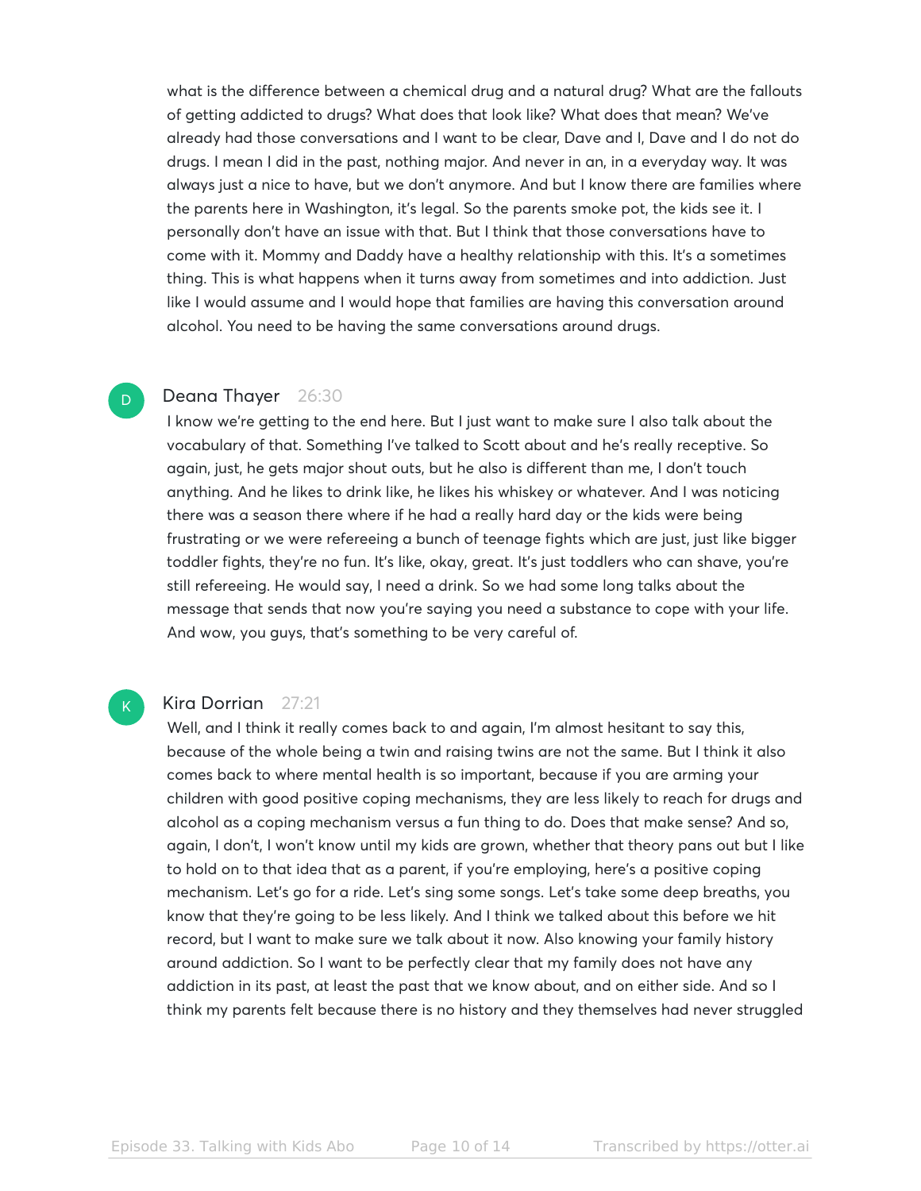what is the difference between a chemical drug and a natural drug? What are the fallouts of getting addicted to drugs? What does that look like? What does that mean? We've already had those conversations and I want to be clear, Dave and I, Dave and I do not do drugs. I mean I did in the past, nothing major. And never in an, in a everyday way. It was always just a nice to have, but we don't anymore. And but I know there are families where the parents here in Washington, it's legal. So the parents smoke pot, the kids see it. I personally don't have an issue with that. But I think that those conversations have to come with it. Mommy and Daddy have a healthy relationship with this. It's a sometimes thing. This is what happens when it turns away from sometimes and into addiction. Just like I would assume and I would hope that families are having this conversation around alcohol. You need to be having the same conversations around drugs.

**Deana Thayer** 26:30

I know we're getting to the end here. But I just want to make sure I also talk about the vocabulary of that. Something I've talked to Scott about and he's really receptive. So again, just, he gets major shout outs, but he also is different than me, I don't touch anything. And he likes to drink like, he likes his whiskey or whatever. And I was noticing there was a season there where if he had a really hard day or the kids were being frustrating or we were refereeing a bunch of teenage fights which are just, just like bigger toddler fights, they're no fun. It's like, okay, great. It's just toddlers who can shave, you're still refereeing. He would say, I need a drink. So we had some long talks about the message that sends that now you're saying you need a substance to cope with your life. And wow, you guys, that's something to be very careful of.

**Kira Dorrian** 27:21

Well, and I think it really comes back to and again, I'm almost hesitant to say this, because of the whole being a twin and raising twins are not the same. But I think it also comes back to where mental health is so important, because if you are arming your children with good positive coping mechanisms, they are less likely to reach for drugs and alcohol as a coping mechanism versus a fun thing to do. Does that make sense? And so, again, I don't, I won't know until my kids are grown, whether that theory pans out but I like to hold on to that idea that as a parent, if you're employing, here's a positive coping mechanism. Let's go for a ride. Let's sing some songs. Let's take some deep breaths, you know that they're going to be less likely. And I think we talked about this before we hit record, but I want to make sure we talk about it now. Also knowing your family history around addiction. So I want to be perfectly clear that my family does not have any addiction in its past, at least the past that we know about, and on either side. And so I think my parents felt because there is no history and they themselves had never struggled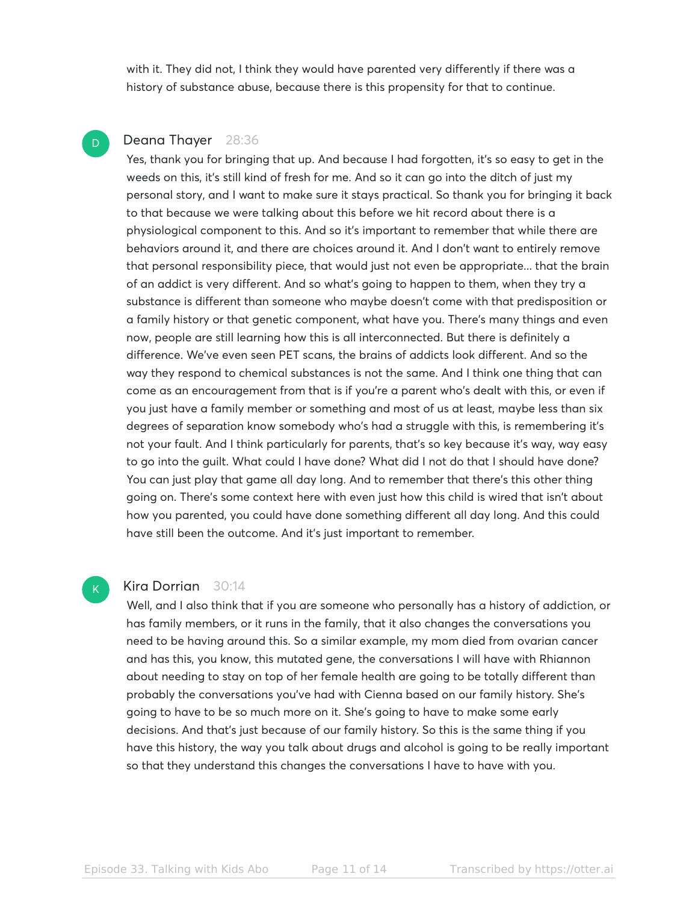with it. They did not, I think they would have parented very differently if there was a history of substance abuse, because there is this propensity for that to continue.

**Deana Thayer** 28:36

Yes, thank you for bringing that up. And because I had forgotten, it's so easy to get in the weeds on this, it's still kind of fresh for me. And so it can go into the ditch of just my personal story, and I want to make sure it stays practical. So thank you for bringing it back to that because we were talking about this before we hit record about there is a physiological component to this. And so it's important to remember that while there are behaviors around it, and there are choices around it. And I don't want to entirely remove that personal responsibility piece, that would just not even be appropriate... that the brain of an addict is very different. And so what's going to happen to them, when they try a substance is different than someone who maybe doesn't come with that predisposition or a family history or that genetic component, what have you. There's many things and even now, people are still learning how this is all interconnected. But there is definitely a difference. We've even seen PET scans, the brains of addicts look different. And so the way they respond to chemical substances is not the same. And I think one thing that can come as an encouragement from that is if you're a parent who's dealt with this, or even if you just have a family member or something and most of us at least, maybe less than six degrees of separation know somebody who's had a struggle with this, is remembering it's not your fault. And I think particularly for parents, that's so key because it's way, way easy to go into the guilt. What could I have done? What did I not do that I should have done? You can just play that game all day long. And to remember that there's this other thing going on. There's some context here with even just how this child is wired that isn't about how you parented, you could have done something different all day long. And this could have still been the outcome. And it's just important to remember.

**Kira Dorrian** 30:14

Well, and I also think that if you are someone who personally has a history of addiction, or has family members, or it runs in the family, that it also changes the conversations you need to be having around this. So a similar example, my mom died from ovarian cancer and has this, you know, this mutated gene, the conversations I will have with Rhiannon about needing to stay on top of her female health are going to be totally different than probably the conversations you've had with Cienna based on our family history. She's going to have to be so much more on it. She's going to have to make some early decisions. And that's just because of our family history. So this is the same thing if you have this history, the way you talk about drugs and alcohol is going to be really important so that they understand this changes the conversations I have to have with you.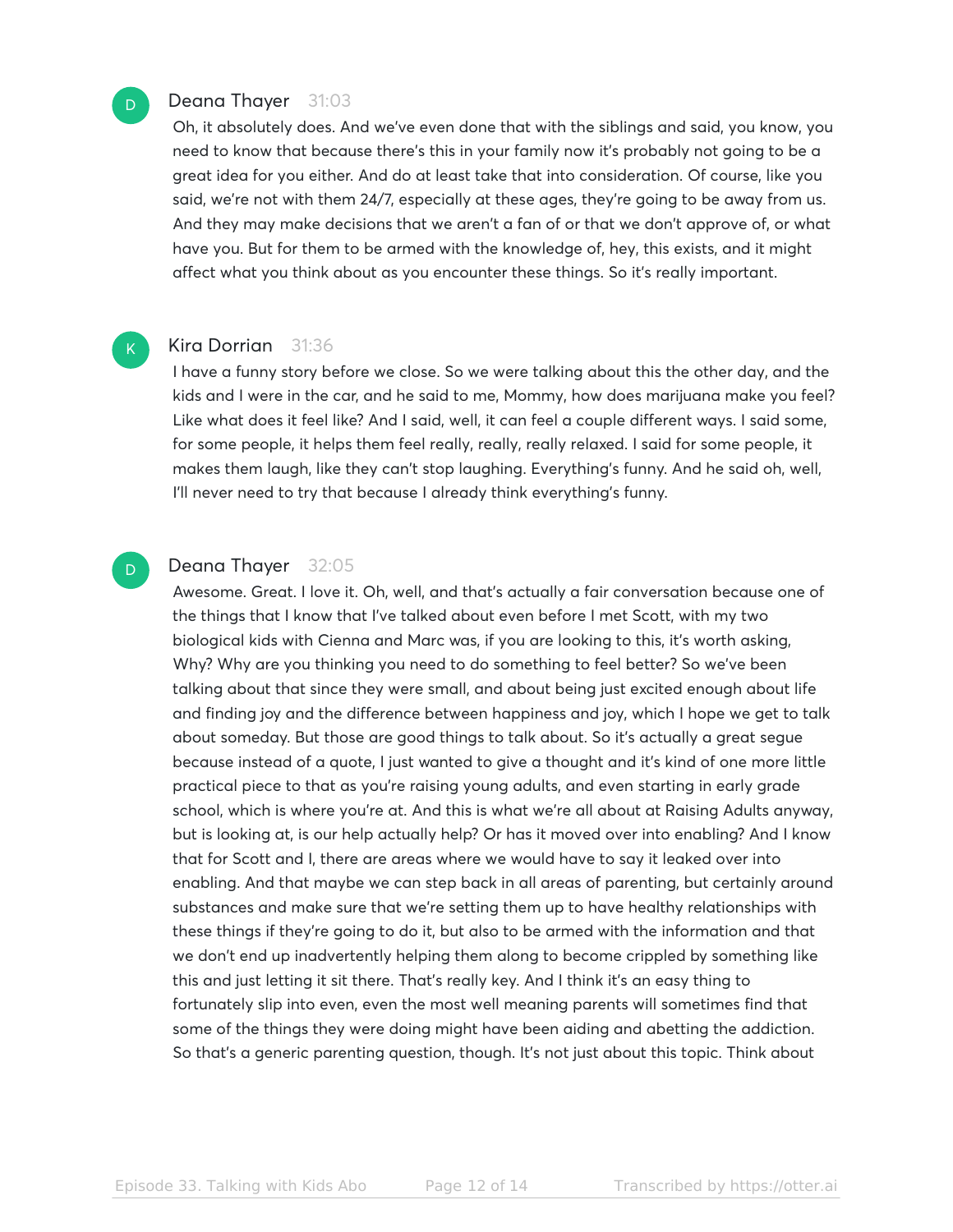**Deana Thayer** 31:03

Oh, it absolutely does. And we've even done that with the siblings and said, you know, you need to know that because there's this in your family now it's probably not going to be a great idea for you either. And do at least take that into consideration. Of course, like you said, we're not with them 24/7, especially at these ages, they're going to be away from us. And they may make decisions that we aren't a fan of or that we don't approve of, or what have you. But for them to be armed with the knowledge of, hey, this exists, and it might affect what you think about as you encounter these things. So it's really important.

**Kira Dorrian** 31:36

I have a funny story before we close. So we were talking about this the other day, and the kids and I were in the car, and he said to me, Mommy, how does marijuana make you feel? Like what does it feel like? And I said, well, it can feel a couple different ways. I said some, for some people, it helps them feel really, really, really relaxed. I said for some people, it makes them laugh, like they can't stop laughing. Everything's funny. And he said oh, well, I'll never need to try that because I already think everything's funny.

**Deana Thayer** 32:05

Awesome. Great. I love it. Oh, well, and that's actually a fair conversation because one of the things that I know that I've talked about even before I met Scott, with my two biological kids with Cienna and Marc was, if you are looking to this, it's worth asking, Why? Why are you thinking you need to do something to feel better? So we've been talking about that since they were small, and about being just excited enough about life and finding joy and the difference between happiness and joy, which I hope we get to talk about someday. But those are good things to talk about. So it's actually a great segue because instead of a quote, I just wanted to give a thought and it's kind of one more little practical piece to that as you're raising young adults, and even starting in early grade school, which is where you're at. And this is what we're all about at Raising Adults anyway, but is looking at, is our help actually help? Or has it moved over into enabling? And I know that for Scott and I, there are areas where we would have to say it leaked over into enabling. And that maybe we can step back in all areas of parenting, but certainly around substances and make sure that we're setting them up to have healthy relationships with these things if they're going to do it, but also to be armed with the information and that we don't end up inadvertently helping them along to become crippled by something like this and just letting it sit there. That's really key. And I think it's an easy thing to fortunately slip into even, even the most well meaning parents will sometimes find that some of the things they were doing might have been aiding and abetting the addiction. So that's a generic parenting question, though. It's not just about this topic. Think about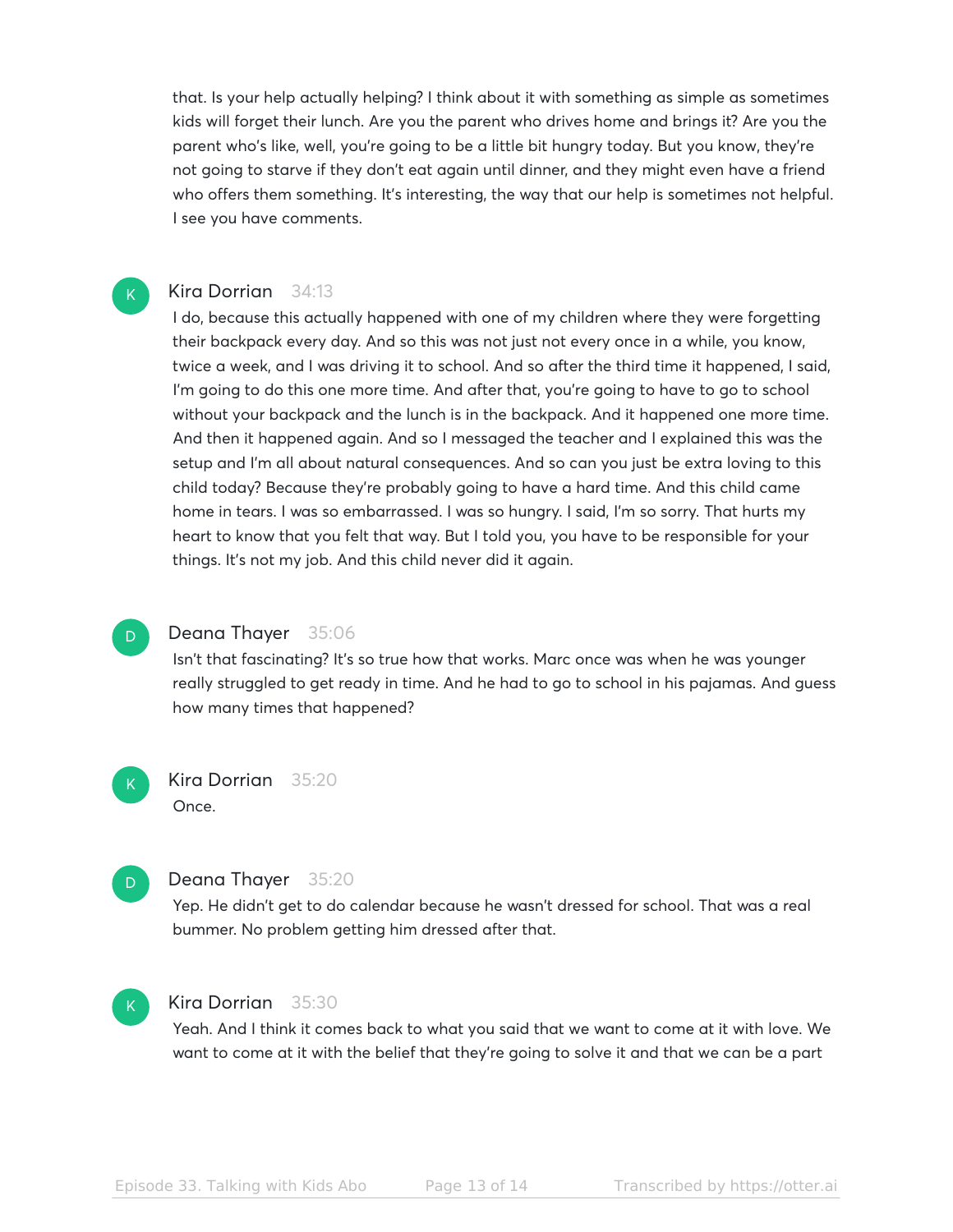that. Is your help actually helping? I think about it with something as simple as sometimes kids will forget their lunch. Are you the parent who drives home and brings it? Are you the parent who's like, well, you're going to be a little bit hungry today. But you know, they're not going to starve if they don't eat again until dinner, and they might even have a friend who offers them something. It's interesting, the way that our help is sometimes not helpful. I see you have comments.

**Kira Dorrian** 34:13

I do, because this actually happened with one of my children where they were forgetting their backpack every day. And so this was not just not every once in a while, you know, twice a week, and I was driving it to school. And so after the third time it happened, I said, I'm going to do this one more time. And after that, you're going to have to go to school without your backpack and the lunch is in the backpack. And it happened one more time. And then it happened again. And so I messaged the teacher and I explained this was the setup and I'm all about natural consequences. And so can you just be extra loving to this child today? Because they're probably going to have a hard time. And this child came home in tears. I was so embarrassed. I was so hungry. I said, I'm so sorry. That hurts my heart to know that you felt that way. But I told you, you have to be responsible for your things. It's not my job. And this child never did it again.

**Deana Thayer** 35:06

Isn't that fascinating? It's so true how that works. Marc once was when he was younger really struggled to get ready in time. And he had to go to school in his pajamas. And guess how many times that happened?

**Kira Dorrian** 35:20

Once.

**Deana Thayer** 35:20

Yep. He didn't get to do calendar because he wasn't dressed for school. That was a real bummer. No problem getting him dressed after that.

**Kira Dorrian** 35:30

Yeah. And I think it comes back to what you said that we want to come at it with love. We want to come at it with the belief that they're going to solve it and that we can be a part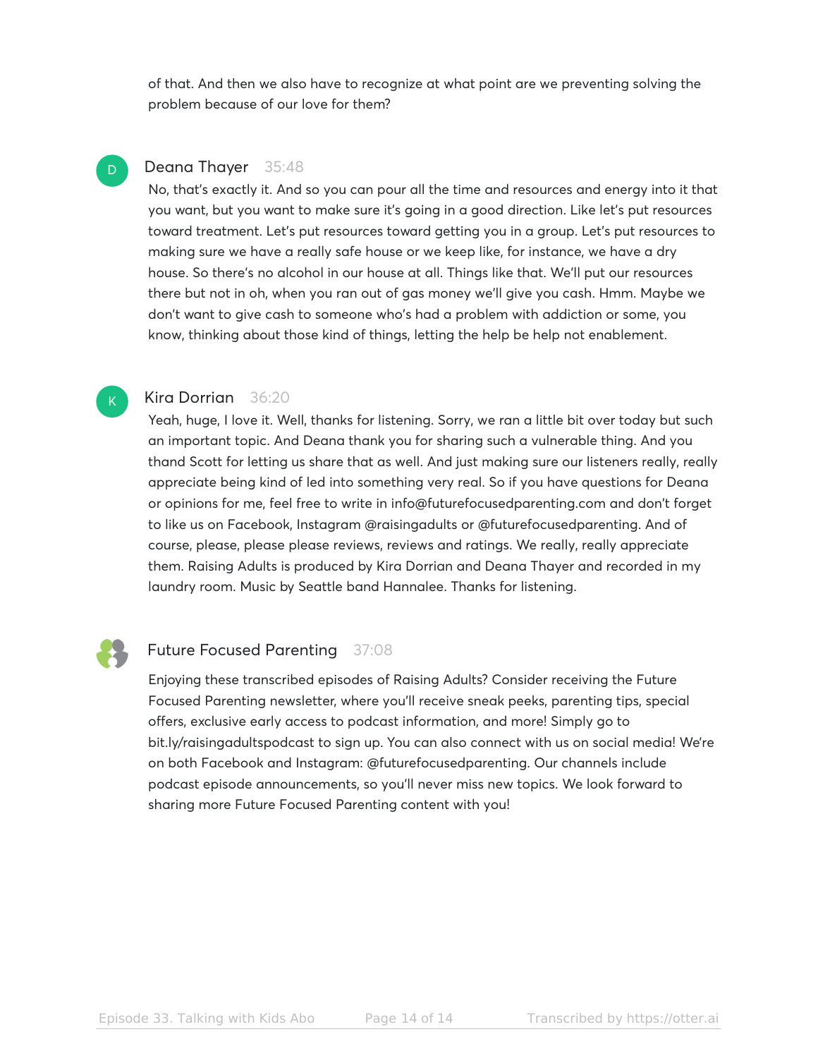of that. And then we also have to recognize at what point are we preventing solving the problem because of our love for them?

**Deana Thayer** 35:48

No, that's exactly it. And so you can pour all the time and resources and energy into it that you want, but you want to make sure it's going in a good direction. Like let's put resources toward treatment. Let's put resources toward getting you in a group. Let's put resources to making sure we have a really safe house or we keep like, for instance, we have a dry house. So there's no alcohol in our house at all. Things like that. We'll put our resources there but not in oh, when you ran out of gas money we'll give you cash. Hmm. Maybe we don't want to give cash to someone who's had a problem with addiction or some, you know, thinking about those kind of things, letting the help be help not enablement.

**Kira Dorrian** 36:20

Yeah, huge, I love it. Well, thanks for listening. Sorry, we ran a little bit over today but such an important topic. And Deana thank you for sharing such a vulnerable thing. And you thand Scott for letting us share that as well. And just making sure our listeners really, really appreciate being kind of led into something very real. So if you have questions for Deana or opinions for me, feel free to write in info@futurefocusedparenting.com and don't forget to like us on Facebook, Instagram @raisingadults or @futurefocusedparenting. And of course, please, please please reviews, reviews and ratings. We really, really appreciate them. Raising Adults is produced by Kira Dorrian and Deana Thayer and recorded in my laundry room. Music by Seattle band Hannalee. Thanks for listening.

**Future Focused Parenting** 37:08

Enjoying these transcribed episodes of Raising Adults? Consider receiving the Future Focused Parenting newsletter, where you'll receive sneak peeks, parenting tips, special offers, exclusive early access to podcast information, and more! Simply go to bit.ly/raisingadultspodcast to sign up. You can also connect with us on social media! We're on both Facebook and Instagram: @futurefocusedparenting. Our channels include podcast episode announcements, so you'll never miss new topics. We look forward to sharing more Future Focused Parenting content with you!